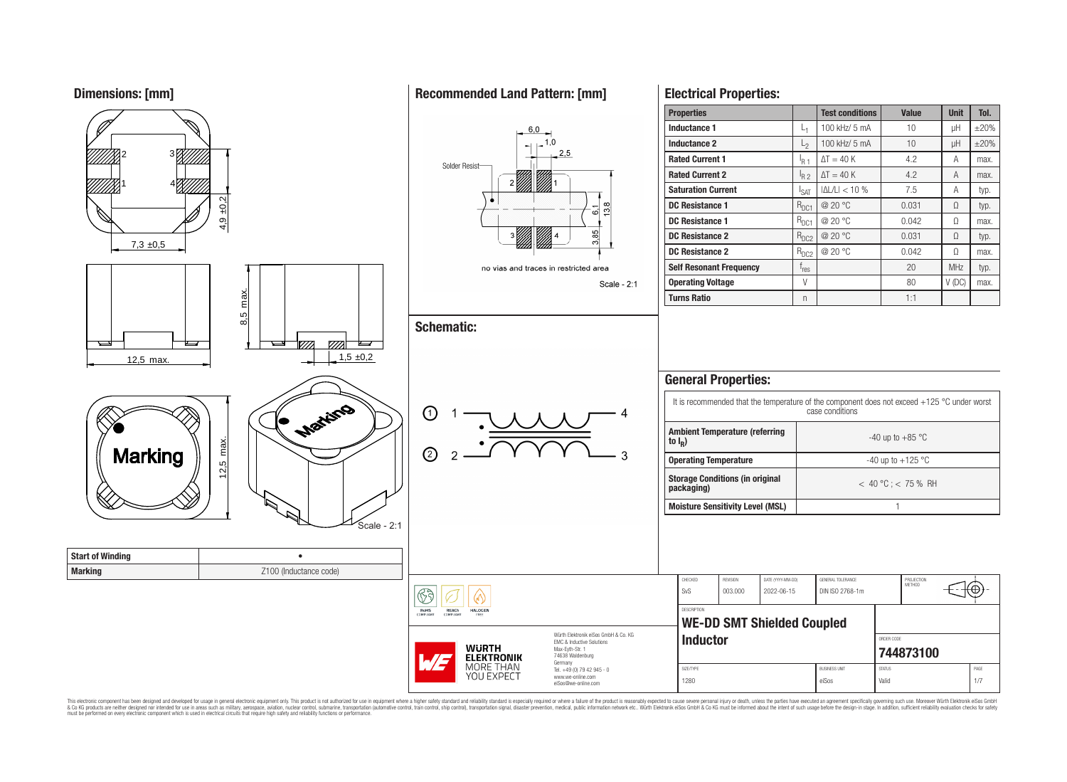## Dimensions: [mm]

7,3 ±0,5

4,9 ±0,2

12,5 max.

8,5 max.

1,5 ±0,2

12,5 max.

Marking

Scale - 2:1

| Start of Winding | • |
|---|---|
| Marking | Z100 (Inductance code) |

## Recommended Land Pattern: [mm]

6,0

1,0

2,5

Solder Resist

6,1

13,8

3,85

no vias and traces in restricted area

Scale - 2:1

## Schematic:

## Electrical Properties:

| Properties | | Test conditions | Value | Unit | Tol. |
|---|---|---|---|---|---|
| Inductance 1 | $L_1$ | 100 kHz/ 5 mA | 10 | µH | ±20% |
| Inductance 2 | $L_2$ | 100 kHz/ 5 mA | 10 | µH | ±20% |
| Rated Current 1 | $I_{R\,1}$ | $\Delta T = 40$ K | 4.2 | A | max. |
| Rated Current 2 | $I_{R\,2}$ | $\Delta T = 40$ K | 4.2 | A | max. |
| Saturation Current | $I_{SAT}$ | $\|\Delta L/L\| < 10$ % | 7.5 | A | typ. |
| DC Resistance 1 | $R_{DC1}$ | @ 20 °C | 0.031 | Ω | typ. |
| DC Resistance 1 | $R_{DC1}$ | @ 20 °C | 0.042 | Ω | max. |
| DC Resistance 2 | $R_{DC2}$ | @ 20 °C | 0.031 | Ω | typ. |
| DC Resistance 2 | $R_{DC2}$ | @ 20 °C | 0.042 | Ω | max. |
| Self Resonant Frequency | $f_{res}$ | | 20 | MHz | typ. |
| Operating Voltage | V | | 80 | V (DC) | max. |
| Turns Ratio | n | | 1:1 | | |

## General Properties:

It is recommended that the temperature of the component does not exceed +125 °C under worst case conditions

| | |
|---|---|
| Ambient Temperature (referring to $I_R$) | -40 up to +85 °C |
| Operating Temperature | -40 up to +125 °C |
| Storage Conditions (in original packaging) | < 40 °C ; < 75 % RH |
| Moisture Sensitivity Level (MSL) | 1 |

RoHS COMPLIANT | REACh COMPLIANT | HALOGEN FREE

Würth Elektronik eiSos GmbH & Co. KG
EMC & Inductive Solutions
Max-Eyth-Str. 1
74638 Waldenburg
Germany
Tel. +49 (0) 79 42 945 - 0
www.we-online.com
eiSos@we-online.com

WÜRTH ELEKTRONIK MORE THAN YOU EXPECT

| CHECKED | REVISION | DATE (YYYY-MM-DD) | GENERAL TOLERANCE | PROJECTION METHOD |
|---|---|---|---|---|
| SvS | 003.000 | 2022-06-15 | DIN ISO 2768-1m | |

DESCRIPTION: **WE-DD SMT Shielded Coupled Inductor**

ORDER CODE: **744873100**

| SIZE/TYPE | BUSINESS UNIT | STATUS |
|---|---|---|
| 1280 | eiSos | Valid |

This electronic component has been designed and developed for usage in general electronic equipment only. This product is not authorized for use in equipment where a higher safety standard and reliability standard is especially required or where a failure of the product is reasonably expected to cause severe personal injury or death, unless the parties have executed an agreement specifically governing such use. Moreover Würth Elektronik eiSos GmbH & Co KG products are neither designed nor intended for use in areas such as military, aerospace, aviation, nuclear control, submarine, transportation (automotive control, train control, ship control), transportation signal, disaster prevention, medical, public information network etc.. Würth Elektronik eiSos GmbH & Co KG must be informed about the intent of such usage before the design-in stage. In addition, sufficient reliability evaluation checks for safety must be performed on every electronic component which is used in electrical circuits that require high safety and reliability functions or performance.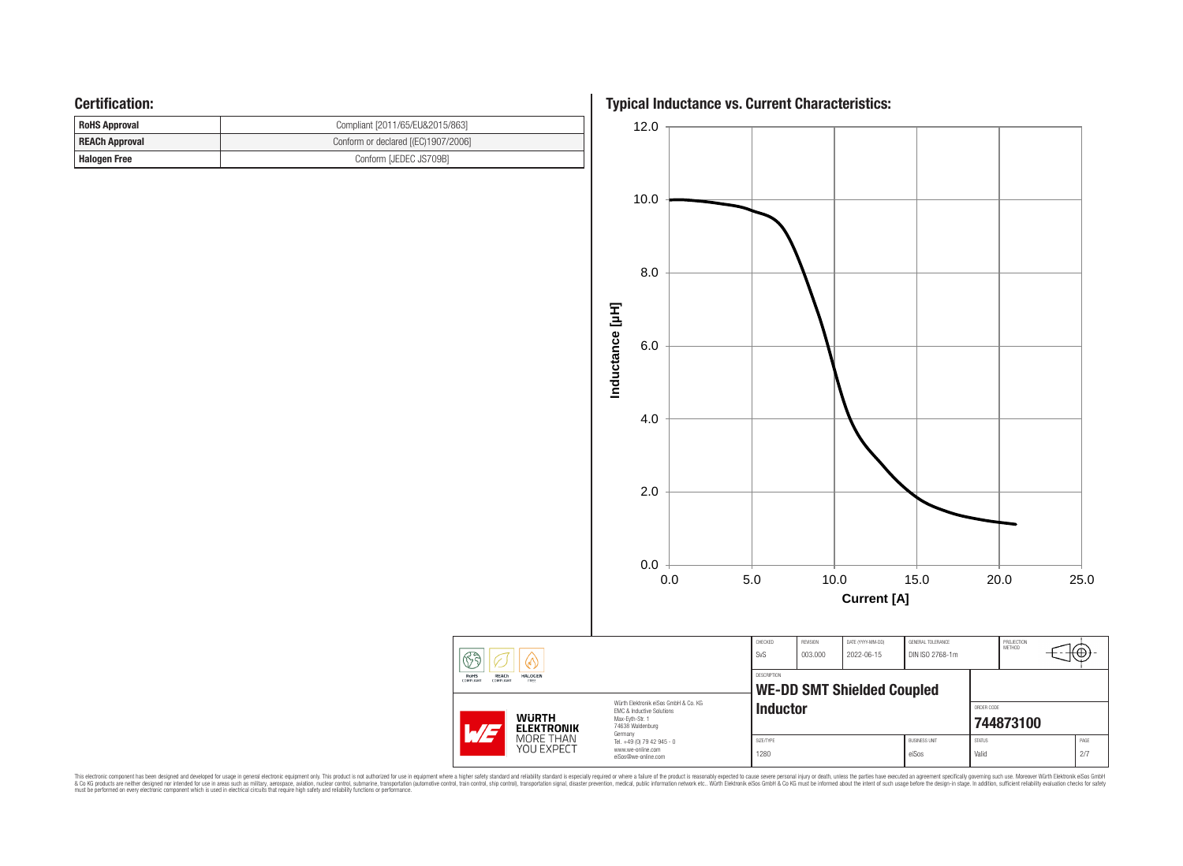## Certification:

| RoHS Approval | Compliant [2011/65/EU&2015/863] |
|---|---|
| REACh Approval | Conform or declared [(EC)1907/2006] |
| Halogen Free | Conform [JEDEC JS709B] |

## Typical Inductance vs. Current Characteristics:

| CHECKED | REVISION | DATE (YYYY-MM-DD) | GENERAL TOLERANCE | PROJECTION METHOD |
|---|---|---|---|---|
| SvS | 003.000 | 2022-06-15 | DIN ISO 2768-1m | |

DESCRIPTION

**WE-DD SMT Shielded Coupled Inductor**

ORDER CODE

**744873100**

| SIZE/TYPE | BUSINESS UNIT | STATUS | PAGE |
|---|---|---|---|
| 1280 | eiSos | Valid | 2/7 |

Würth Elektronik eiSos GmbH & Co. KG
EMC & Inductive Solutions
Max-Eyth-Str. 1
74638 Waldenburg
Germany
Tel. +49 (0) 79 42 945 - 0
www.we-online.com
eiSos@we-online.com

This electronic component has been designed and developed for usage in general electronic equipment only. This product is not authorized for use in equipment where a higher safety standard and reliability standard is especially required or where a failure of the product is reasonably expected to cause severe personal injury or death, unless the parties have executed an agreement specifically governing such use. Moreover Würth Elektronik eiSos GmbH & Co KG products are neither designed nor intended for use in areas such as military, aerospace, aviation, nuclear control, submarine, transportation (automotive control, train control, ship control), transportation signal, disaster prevention, medical, public information network etc.. Würth Elektronik eiSos GmbH & Co KG must be informed about the intent of such usage before the design-in stage. In addition, sufficient reliability evaluation checks for safety must be performed on every electronic component which is used in electrical circuits that require high safety and reliability functions or performance.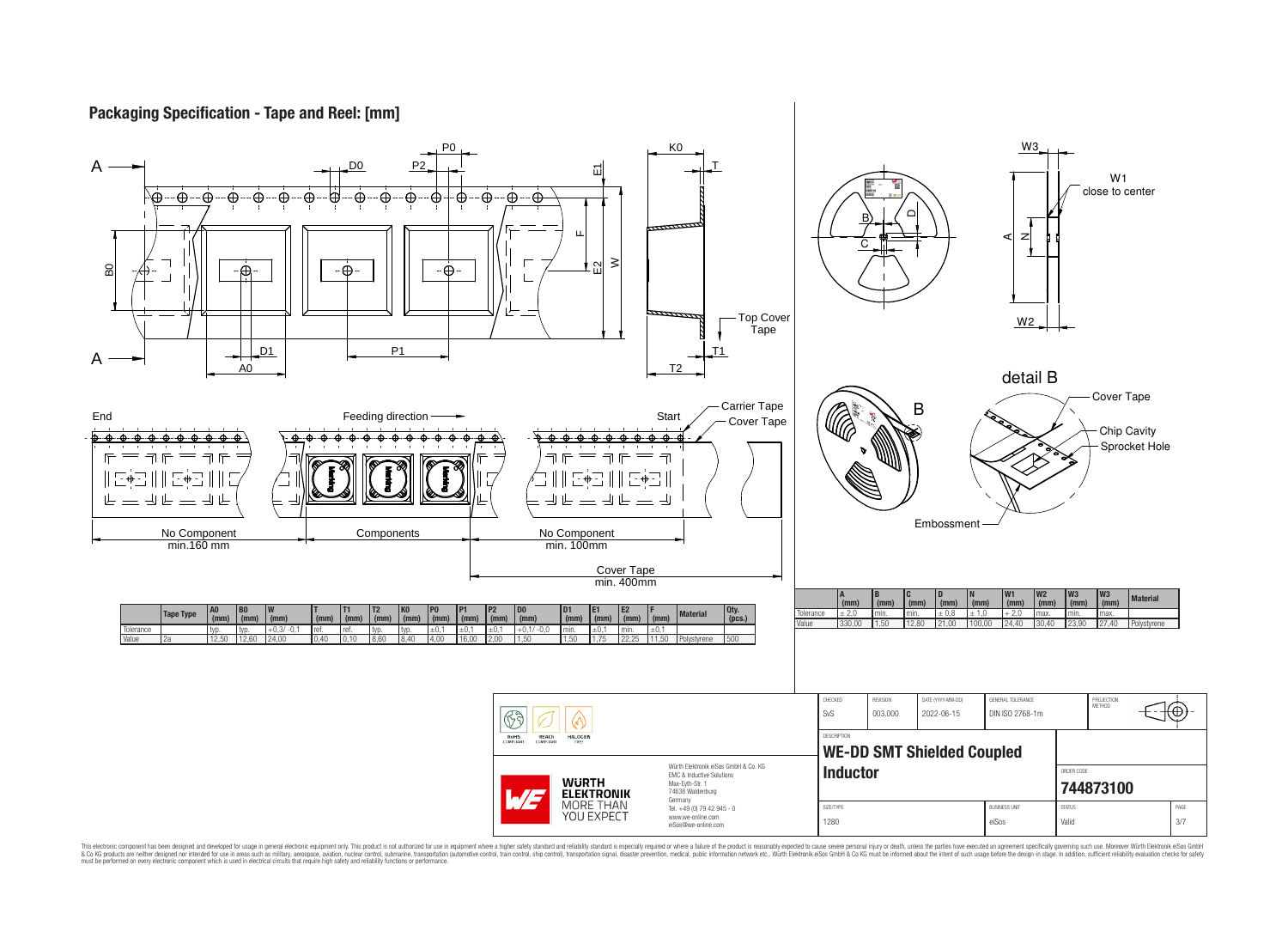## Packaging Specification - Tape and Reel: [mm]

End — Feeding direction — Start

No Component min.160 mm | Components | No Component min. 100mm

Cover Tape min. 400mm

Carrier Tape, Cover Tape, Top Cover Tape

| | Tape Type | A0 (mm) | B0 (mm) | W (mm) | T (mm) | T1 (mm) | T2 (mm) | K0 (mm) | P0 (mm) | P1 (mm) | P2 (mm) | D0 (mm) | D1 (mm) | E1 (mm) | E2 (mm) | F (mm) | Material | Qty. (pcs.) |
|---|---|---|---|---|---|---|---|---|---|---|---|---|---|---|---|---|---|---|
| Tolerance | | typ. | typ. | +0,3/ -0,1 | ref. | ref. | typ. | typ. | ±0,1 | ±0,1 | ±0,1 | +0,1/ -0,0 | min. | ±0,1 | min. | ±0,1 | | |
| Value | 2a | 12,50 | 12,60 | 24,00 | 0,40 | 0,10 | 8,60 | 8,40 | 4,00 | 16,00 | 2,00 | 1,50 | 1,50 | 1,75 | 22,25 | 11,50 | Polystyrene | 500 |

W1 close to center

detail B: Cover Tape, Chip Cavity, Sprocket Hole, Embossment

| | A (mm) | B (mm) | C (mm) | D (mm) | N (mm) | W1 (mm) | W2 (mm) | W3 (mm) | W3 (mm) | Material |
|---|---|---|---|---|---|---|---|---|---|---|
| Tolerance | ± 2,0 | min. | min. | ± 0,8 | ± 1,0 | + 2,0 | max. | min. | max. | |
| Value | 330,00 | 1,50 | 12,80 | 21,00 | 100,00 | 24,40 | 30,40 | 23,90 | 27,40 | Polystyrene |

| CHECKED | REVISION | DATE (YYYY-MM-DD) | GENERAL TOLERANCE | PROJECTION METHOD |
|---|---|---|---|---|
| SvS | 003.000 | 2022-06-15 | DIN ISO 2768-1m | |

DESCRIPTION: **WE-DD SMT Shielded Coupled Inductor**

ORDER CODE: **744873100**

| SIZE/TYPE | BUSINESS UNIT | STATUS | PAGE |
|---|---|---|---|
| 1280 | eiSos | Valid | 3/7 |

Würth Elektronik eiSos GmbH & Co. KG
EMC & Inductive Solutions
Max-Eyth-Str. 1
74638 Waldenburg
Germany
Tel. +49 (0) 79 42 945 - 0
www.we-online.com
eiSos@we-online.com

RoHS COMPLIANT · REACh COMPLIANT · HALOGEN FREE

WÜRTH ELEKTRONIK MORE THAN YOU EXPECT

This electronic component has been designed and developed for usage in general electronic equipment only. This product is not authorized for use in equipment where a higher safety standard and reliability standard is especially required or where a failure of the product is reasonably expected to cause severe personal injury or death, unless the parties have executed an agreement specifically governing such use. Moreover Würth Elektronik eiSos GmbH & Co KG products are neither designed nor intended for use in areas such as military, aerospace, aviation, nuclear control, submarine, transportation (automotive control, train control, ship control), transportation signal, disaster prevention, medical, public information network etc.. Würth Elektronik eiSos GmbH & Co KG must be informed about the intent of such usage before the design-in stage. In addition, sufficient reliability evaluation checks for safety must be performed on every electronic component which is used in electrical circuits that require high safety and reliability functions or performance.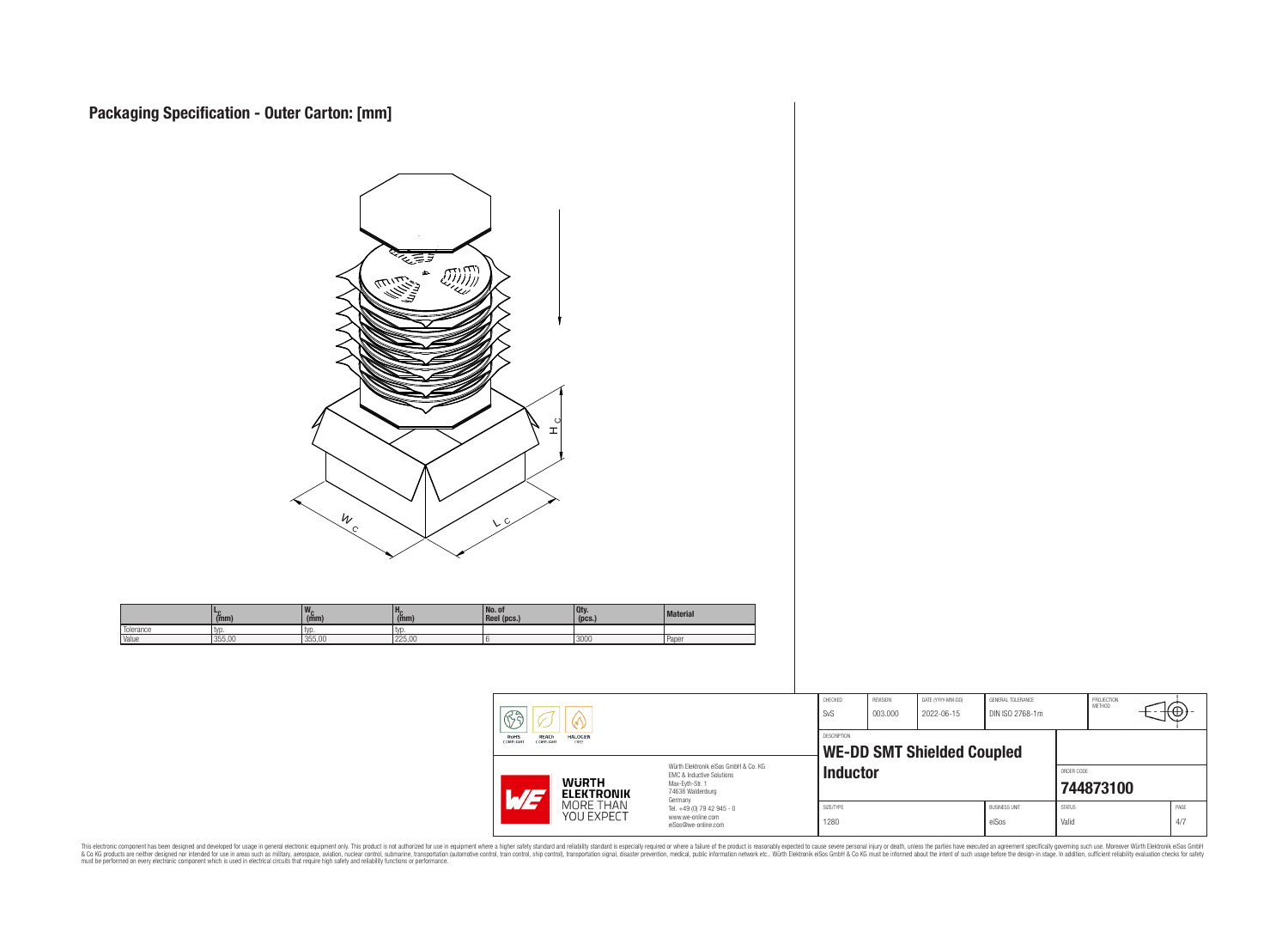## Packaging Specification - Outer Carton: [mm]

| | $L_C$ (mm) | $W_C$ (mm) | $H_C$ (mm) | No. of Reel (pcs.) | Qty. (pcs.) | Material |
|---|---|---|---|---|---|---|
| Tolerance | typ. | typ. | typ. | | | |
| Value | 355,00 | 355,00 | 225,00 | 6 | 3000 | Paper |

| CHECKED | REVISION | DATE (YYYY-MM-DD) | GENERAL TOLERANCE | PROJECTION METHOD |
|---|---|---|---|---|
| SvS | 003.000 | 2022-06-15 | DIN ISO 2768-1m | |

DESCRIPTION: **WE-DD SMT Shielded Coupled Inductor**

ORDER CODE: **744873100**

| SIZE/TYPE | BUSINESS UNIT | STATUS | PAGE |
|---|---|---|---|
| 1280 | eiSos | Valid | 4/7 |

RoHS COMPLIANT · REACh COMPLIANT · HALOGEN FREE

WÜRTH ELEKTRONIK MORE THAN YOU EXPECT

Würth Elektronik eiSos GmbH & Co. KG
EMC & Inductive Solutions
Max-Eyth-Str. 1
74638 Waldenburg
Germany
Tel. +49 (0) 79 42 945 - 0
www.we-online.com
eiSos@we-online.com

This electronic component has been designed and developed for usage in general electronic equipment only. This product is not authorized for use in equipment where a higher safety standard and reliability standard is especially required or where a failure of the product is reasonably expected to cause severe personal injury or death, unless the parties have executed an agreement specifically governing such use. Moreover Würth Elektronik eiSos GmbH & Co KG products are neither designed nor intended for use in areas such as military, aerospace, aviation, nuclear control, submarine, transportation (automotive control, train control, ship control), transportation signal, disaster prevention, medical, public information network etc.. Würth Elektronik eiSos GmbH & Co KG must be informed about the intent of such usage before the design-in stage. In addition, sufficient reliability evaluation checks for safety must be performed on every electronic component which is used in electrical circuits that require high safety and reliability functions or performance.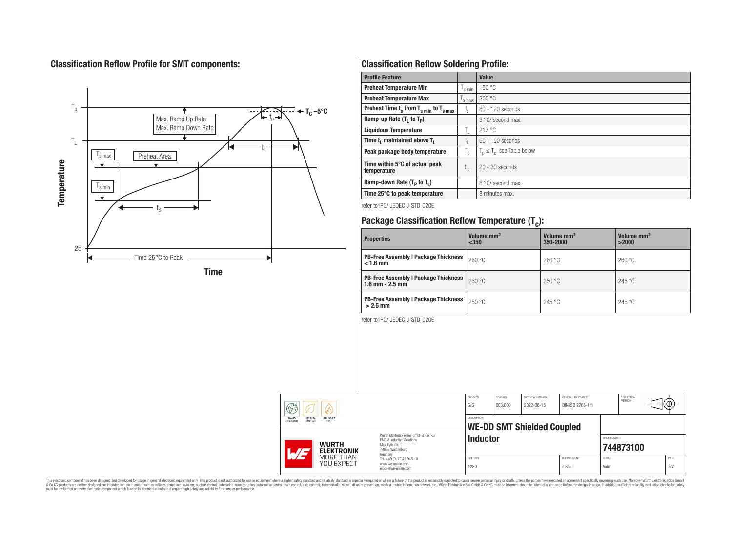## Classification Reflow Profile for SMT components:

## Classification Reflow Soldering Profile:

| Profile Feature | | Value |
|---|---|---|
| Preheat Temperature Min | $T_{s\ min}$ | 150 °C |
| Preheat Temperature Max | $T_{s\ max}$ | 200 °C |
| Preheat Time $t_s$ from $T_{s\ min}$ to $T_{s\ max}$ | $t_s$ | 60 - 120 seconds |
| Ramp-up Rate ($T_L$ to $T_P$) | | 3 °C/ second max. |
| Liquidous Temperature | $T_L$ | 217 °C |
| Time $t_L$ maintained above $T_L$ | $t_L$ | 60 - 150 seconds |
| Peak package body temperature | $T_p$ | $T_p \leq T_c$, see Table below |
| Time within 5°C of actual peak temperature | $t_p$ | 20 - 30 seconds |
| Ramp-down Rate ($T_P$ to $T_L$) | | 6 °C/ second max. |
| Time 25°C to peak temperature | | 8 minutes max. |

refer to IPC/ JEDEC J-STD-020E

## Package Classification Reflow Temperature ($T_C$):

| Properties | Volume mm³ <350 | Volume mm³ 350-2000 | Volume mm³ >2000 |
|---|---|---|---|
| PB-Free Assembly \| Package Thickness < 1.6 mm | 260 °C | 260 °C | 260 °C |
| PB-Free Assembly \| Package Thickness 1.6 mm - 2.5 mm | 260 °C | 250 °C | 245 °C |
| PB-Free Assembly \| Package Thickness > 2.5 mm | 250 °C | 245 °C | 245 °C |

refer to IPC/ JEDEC J-STD-020E

| CHECKED | REVISION | DATE (YYYY-MM-DD) | GENERAL TOLERANCE | PROJECTION METHOD |
|---|---|---|---|---|
| SvS | 003.000 | 2022-06-15 | DIN ISO 2768-1m | |

DESCRIPTION: **WE-DD SMT Shielded Coupled Inductor**

ORDER CODE: **744873100**

SIZE/TYPE: 1280 | BUSINESS UNIT: eiSos | STATUS: Valid

Würth Elektronik eiSos GmbH & Co. KG
EMC & Inductive Solutions
Max-Eyth-Str. 1
74638 Waldenburg
Germany
Tel. +49 (0) 79 42 945 - 0
www.we-online.com
eiSos@we-online.com

This electronic component has been designed and developed for usage in general electronic equipment only. This product is not authorized for use in equipment where a higher safety standard and reliability standard is especially required or where a failure of the product is reasonably expected to cause severe personal injury or death, unless the parties have executed an agreement specifically governing such use. Moreover Würth Elektronik eiSos GmbH & Co KG products are neither designed nor intended for use in areas such as military, aerospace, aviation, nuclear control, submarine, transportation (automotive control, train control, ship control), transportation signal, disaster prevention, medical, public information network etc.. Würth Elektronik eiSos GmbH & Co KG must be informed about the intent of such usage before the design-in stage. In addition, sufficient reliability evaluation checks for safety must be performed on every electronic component which is used in electrical circuits that require high safety and reliability functions or performance.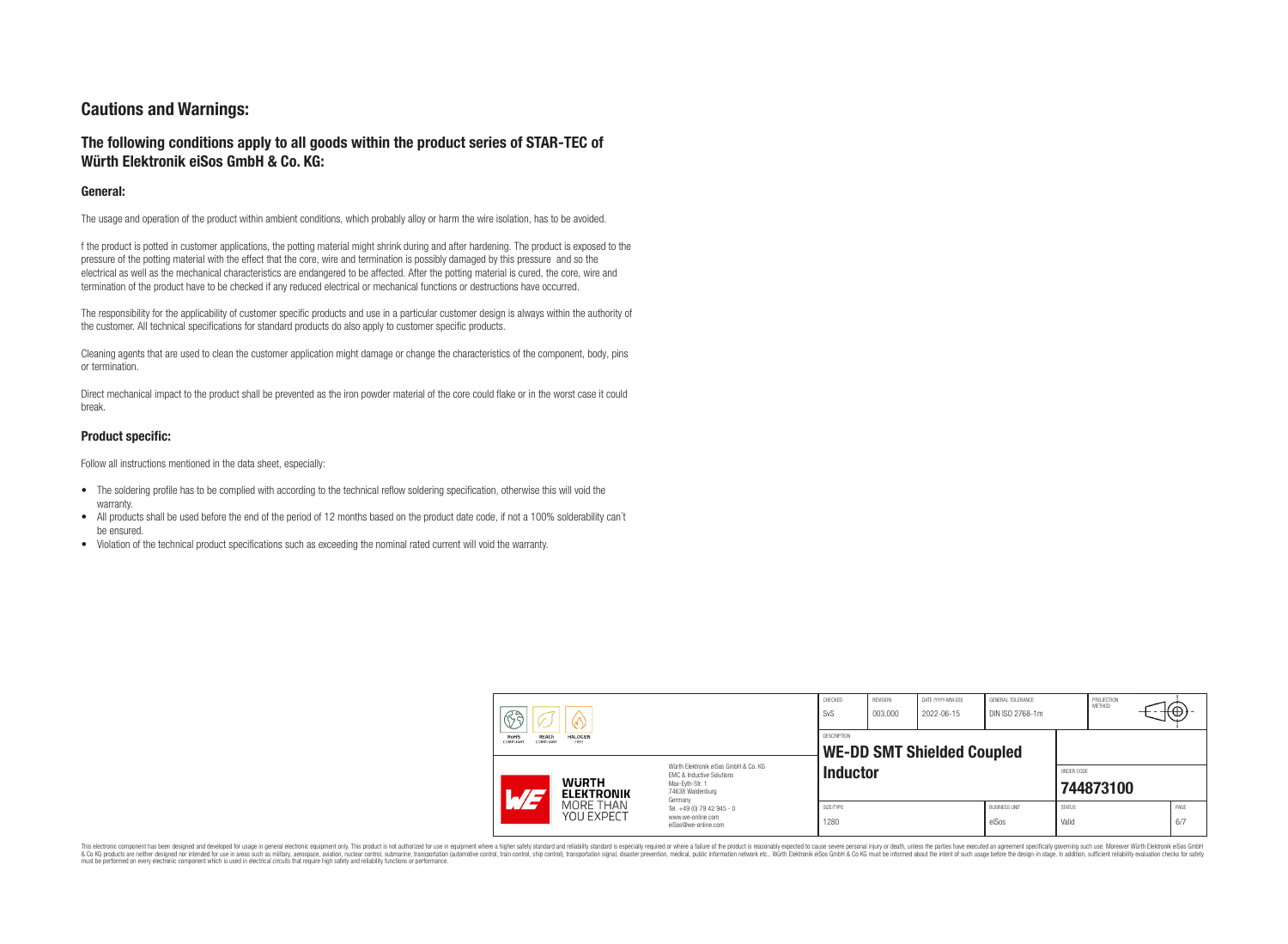# Cautions and Warnings:

## The following conditions apply to all goods within the product series of STAR-TEC of Würth Elektronik eiSos GmbH & Co. KG:

### General:

The usage and operation of the product within ambient conditions, which probably alloy or harm the wire isolation, has to be avoided.

f the product is potted in customer applications, the potting material might shrink during and after hardening. The product is exposed to the pressure of the potting material with the effect that the core, wire and termination is possibly damaged by this pressure and so the electrical as well as the mechanical characteristics are endangered to be affected. After the potting material is cured, the core, wire and termination of the product have to be checked if any reduced electrical or mechanical functions or destructions have occurred.

The responsibility for the applicability of customer specific products and use in a particular customer design is always within the authority of the customer. All technical specifications for standard products do also apply to customer specific products.

Cleaning agents that are used to clean the customer application might damage or change the characteristics of the component, body, pins or termination.

Direct mechanical impact to the product shall be prevented as the iron powder material of the core could flake or in the worst case it could break.

### Product specific:

Follow all instructions mentioned in the data sheet, especially:

- The soldering profile has to be complied with according to the technical reflow soldering specification, otherwise this will void the warranty.
- All products shall be used before the end of the period of 12 months based on the product date code, if not a 100% solderability can't be ensured.
- Violation of the technical product specifications such as exceeding the nominal rated current will void the warranty.

| CHECKED | REVISION | DATE (YYYY-MM-DD) | GENERAL TOLERANCE | PROJECTION METHOD |
|---|---|---|---|---|
| SvS | 003.000 | 2022-06-15 | DIN ISO 2768-1m | |

| DESCRIPTION | ORDER CODE |
|---|---|
| WE-DD SMT Shielded Coupled Inductor | 744873100 |

| SIZE/TYPE | BUSINESS UNIT | STATUS | PAGE |
|---|---|---|---|
| 1280 | eiSos | Valid | 6/7 |

Würth Elektronik eiSos GmbH & Co. KG
EMC & Inductive Solutions
Max-Eyth-Str. 1
74638 Waldenburg
Germany
Tel. +49 (0) 79 42 945 - 0
www.we-online.com
eiSos@we-online.com

This electronic component has been designed and developed for usage in general electronic equipment only. This product is not authorized for use in equipment where a higher safety standard and reliability standard is especially required or where a failure of the product is reasonably expected to cause severe personal injury or death, unless the parties have executed an agreement specifically governing such use. Moreover Würth Elektronik eiSos GmbH & Co KG products are neither designed nor intended for use in areas such as military, aerospace, aviation, nuclear control, submarine, transportation (automotive control, train control, ship control), transportation signal, disaster prevention, medical, public information network etc.. Würth Elektronik eiSos GmbH & Co KG must be informed about the intent of such usage before the design-in stage. In addition, sufficient reliability evaluation checks for safety must be performed on every electronic component which is used in electrical circuits that require high safety and reliability functions or performance.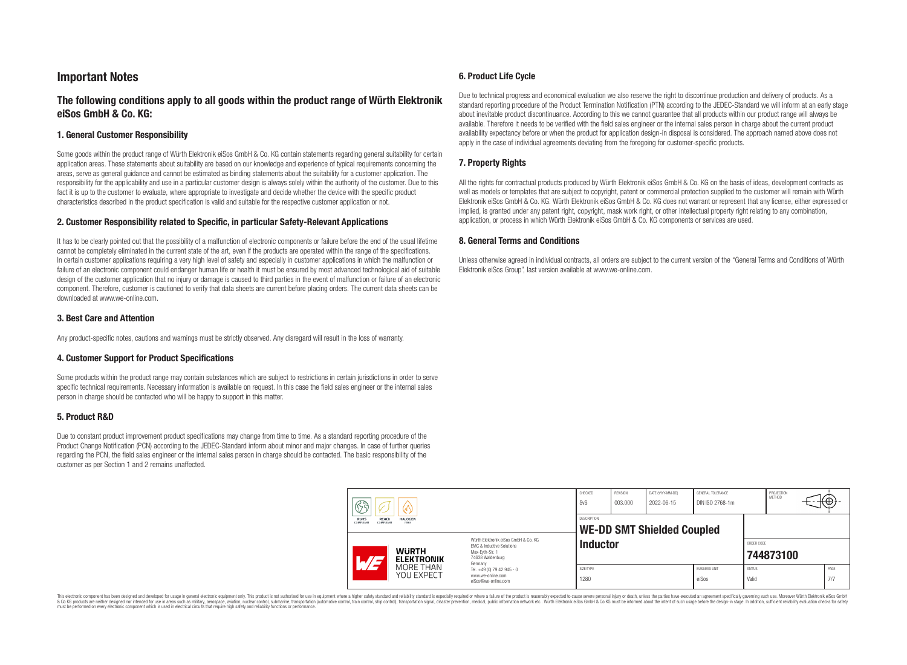# Important Notes

## The following conditions apply to all goods within the product range of Würth Elektronik eiSos GmbH & Co. KG:

### 1. General Customer Responsibility

Some goods within the product range of Würth Elektronik eiSos GmbH & Co. KG contain statements regarding general suitability for certain application areas. These statements about suitability are based on our knowledge and experience of typical requirements concerning the areas, serve as general guidance and cannot be estimated as binding statements about the suitability for a customer application. The responsibility for the applicability and use in a particular customer design is always solely within the authority of the customer. Due to this fact it is up to the customer to evaluate, where appropriate to investigate and decide whether the device with the specific product characteristics described in the product specification is valid and suitable for the respective customer application or not.

### 2. Customer Responsibility related to Specific, in particular Safety-Relevant Applications

It has to be clearly pointed out that the possibility of a malfunction of electronic components or failure before the end of the usual lifetime cannot be completely eliminated in the current state of the art, even if the products are operated within the range of the specifications. In certain customer applications requiring a very high level of safety and especially in customer applications in which the malfunction or failure of an electronic component could endanger human life or health it must be ensured by most advanced technological aid of suitable design of the customer application that no injury or damage is caused to third parties in the event of malfunction or failure of an electronic component. Therefore, customer is cautioned to verify that data sheets are current before placing orders. The current data sheets can be downloaded at www.we-online.com.

### 3. Best Care and Attention

Any product-specific notes, cautions and warnings must be strictly observed. Any disregard will result in the loss of warranty.

### 4. Customer Support for Product Specifications

Some products within the product range may contain substances which are subject to restrictions in certain jurisdictions in order to serve specific technical requirements. Necessary information is available on request. In this case the field sales engineer or the internal sales person in charge should be contacted who will be happy to support in this matter.

### 5. Product R&D

Due to constant product improvement product specifications may change from time to time. As a standard reporting procedure of the Product Change Notification (PCN) according to the JEDEC-Standard inform about minor and major changes. In case of further queries regarding the PCN, the field sales engineer or the internal sales person in charge should be contacted. The basic responsibility of the customer as per Section 1 and 2 remains unaffected.

### 6. Product Life Cycle

Due to technical progress and economical evaluation we also reserve the right to discontinue production and delivery of products. As a standard reporting procedure of the Product Termination Notification (PTN) according to the JEDEC-Standard we will inform at an early stage about inevitable product discontinuance. According to this we cannot guarantee that all products within our product range will always be available. Therefore it needs to be verified with the field sales engineer or the internal sales person in charge about the current product availability expectancy before or when the product for application design-in disposal is considered. The approach named above does not apply in the case of individual agreements deviating from the foregoing for customer-specific products.

### 7. Property Rights

All the rights for contractual products produced by Würth Elektronik eiSos GmbH & Co. KG on the basis of ideas, development contracts as well as models or templates that are subject to copyright, patent or commercial protection supplied to the customer will remain with Würth Elektronik eiSos GmbH & Co. KG. Würth Elektronik eiSos GmbH & Co. KG does not warrant or represent that any license, either expressed or implied, is granted under any patent right, copyright, mask work right, or other intellectual property right relating to any combination, application, or process in which Würth Elektronik eiSos GmbH & Co. KG components or services are used.

### 8. General Terms and Conditions

Unless otherwise agreed in individual contracts, all orders are subject to the current version of the "General Terms and Conditions of Würth Elektronik eiSos Group", last version available at www.we-online.com.

| | | | | | | |
|---|---|---|---|---|---|---|
| CHECKED SvS | REVISION 003.000 | DATE (YYYY-MM-DD) 2022-06-15 | GENERAL TOLERANCE DIN ISO 2768-1m | | PROJECTION METHOD | |
| DESCRIPTION **WE-DD SMT Shielded Coupled Inductor** | | | | ORDER CODE **744873100** | | |
| SIZE/TYPE 1280 | | | BUSINESS UNIT eiSos | STATUS Valid | | PAGE 7/7 |

Würth Elektronik eiSos GmbH & Co. KG
EMC & Inductive Solutions
Max-Eyth-Str. 1
74638 Waldenburg
Germany
Tel. +49 (0) 79 42 945 - 0
www.we-online.com
eiSos@we-online.com

This electronic component has been designed and developed for usage in general electronic equipment only. This product is not authorized for use in equipment where a higher safety standard and reliability standard is especially required or where a failure of the product is reasonably expected to cause severe personal injury or death, unless the parties have executed an agreement specifically governing such use. Moreover Würth Elektronik eiSos GmbH & Co KG products are neither designed nor intended for use in areas such as military, aerospace, aviation, nuclear control, submarine, transportation (automotive control, train control, ship control), transportation signal, disaster prevention, medical, public information network etc.. Würth Elektronik eiSos GmbH & Co KG must be informed about the intent of such usage before the design-in stage. In addition, sufficient reliability evaluation checks for safety must be performed on every electronic component which is used in electrical circuits that require high safety and reliability functions or performance.